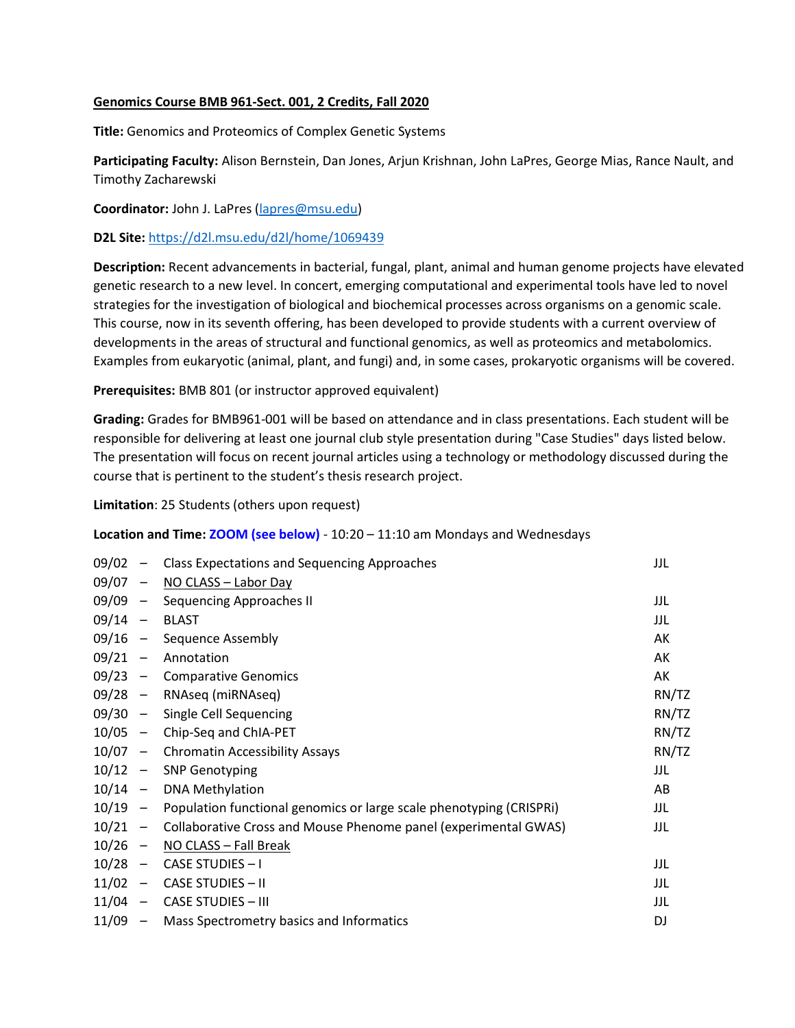**Genomics Course BMB 961-Sect. 001, 2 Credits, Fall 2020**

**Title:** Genomics and Proteomics of Complex Genetic Systems

**Participating Faculty:** Alison Bernstein, Dan Jones, Arjun Krishnan, John LaPres, George Mias, Rance Nault, and Timothy Zacharewski

**Coordinator:** John J. LaPres (lapres@msu.edu)

**D2L Site:** https://d2l.msu.edu/d2l/home/1069439

**Description:** Recent advancements in bacterial, fungal, plant, animal and human genome projects have elevated genetic research to a new level. In concert, emerging computational and experimental tools have led to novel strategies for the investigation of biological and biochemical processes across organisms on a genomic scale. This course, now in its seventh offering, has been developed to provide students with a current overview of developments in the areas of structural and functional genomics, as well as proteomics and metabolomics. Examples from eukaryotic (animal, plant, and fungi) and, in some cases, prokaryotic organisms will be covered.

**Prerequisites:** BMB 801 (or instructor approved equivalent)

**Grading:** Grades for BMB961-001 will be based on attendance and in class presentations. Each student will be responsible for delivering at least one journal club style presentation during "Case Studies" days listed below. The presentation will focus on recent journal articles using a technology or methodology discussed during the course that is pertinent to the student's thesis research project.

**Limitation**: 25 Students (others upon request)

**Location and Time: ZOOM (see below)** - 10:20 – 11:10 am Mondays and Wednesdays

| Date | | Topic | Instructor |
|---|---|---|---|
| 09/02 | – | Class Expectations and Sequencing Approaches | JJL |
| 09/07 | – | NO CLASS – Labor Day | |
| 09/09 | – | Sequencing Approaches II | JJL |
| 09/14 | – | BLAST | JJL |
| 09/16 | – | Sequence Assembly | AK |
| 09/21 | – | Annotation | AK |
| 09/23 | – | Comparative Genomics | AK |
| 09/28 | – | RNAseq (miRNAseq) | RN/TZ |
| 09/30 | – | Single Cell Sequencing | RN/TZ |
| 10/05 | – | Chip-Seq and ChIA-PET | RN/TZ |
| 10/07 | – | Chromatin Accessibility Assays | RN/TZ |
| 10/12 | – | SNP Genotyping | JJL |
| 10/14 | – | DNA Methylation | AB |
| 10/19 | – | Population functional genomics or large scale phenotyping (CRISPRi) | JJL |
| 10/21 | – | Collaborative Cross and Mouse Phenome panel (experimental GWAS) | JJL |
| 10/26 | – | NO CLASS – Fall Break | |
| 10/28 | – | CASE STUDIES – I | JJL |
| 11/02 | – | CASE STUDIES – II | JJL |
| 11/04 | – | CASE STUDIES – III | JJL |
| 11/09 | – | Mass Spectrometry basics and Informatics | DJ |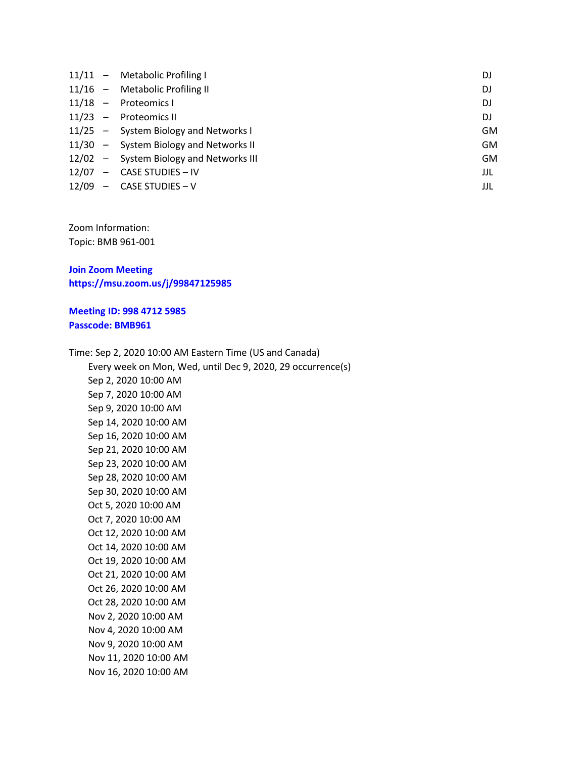| Date | | Topic | Instructor |
|---|---|---|---|
| 11/11 | – | Metabolic Profiling I | DJ |
| 11/16 | – | Metabolic Profiling II | DJ |
| 11/18 | – | Proteomics I | DJ |
| 11/23 | – | Proteomics II | DJ |
| 11/25 | – | System Biology and Networks I | GM |
| 11/30 | – | System Biology and Networks II | GM |
| 12/02 | – | System Biology and Networks III | GM |
| 12/07 | – | CASE STUDIES – IV | JJL |
| 12/09 | – | CASE STUDIES – V | JJL |

Zoom Information:
Topic: BMB 961-001

**Join Zoom Meeting**
**https://msu.zoom.us/j/99847125985**

**Meeting ID: 998 4712 5985**
**Passcode: BMB961**

Time: Sep 2, 2020 10:00 AM Eastern Time (US and Canada)
Every week on Mon, Wed, until Dec 9, 2020, 29 occurrence(s)
Sep 2, 2020 10:00 AM
Sep 7, 2020 10:00 AM
Sep 9, 2020 10:00 AM
Sep 14, 2020 10:00 AM
Sep 16, 2020 10:00 AM
Sep 21, 2020 10:00 AM
Sep 23, 2020 10:00 AM
Sep 28, 2020 10:00 AM
Sep 30, 2020 10:00 AM
Oct 5, 2020 10:00 AM
Oct 7, 2020 10:00 AM
Oct 12, 2020 10:00 AM
Oct 14, 2020 10:00 AM
Oct 19, 2020 10:00 AM
Oct 21, 2020 10:00 AM
Oct 26, 2020 10:00 AM
Oct 28, 2020 10:00 AM
Nov 2, 2020 10:00 AM
Nov 4, 2020 10:00 AM
Nov 9, 2020 10:00 AM
Nov 11, 2020 10:00 AM
Nov 16, 2020 10:00 AM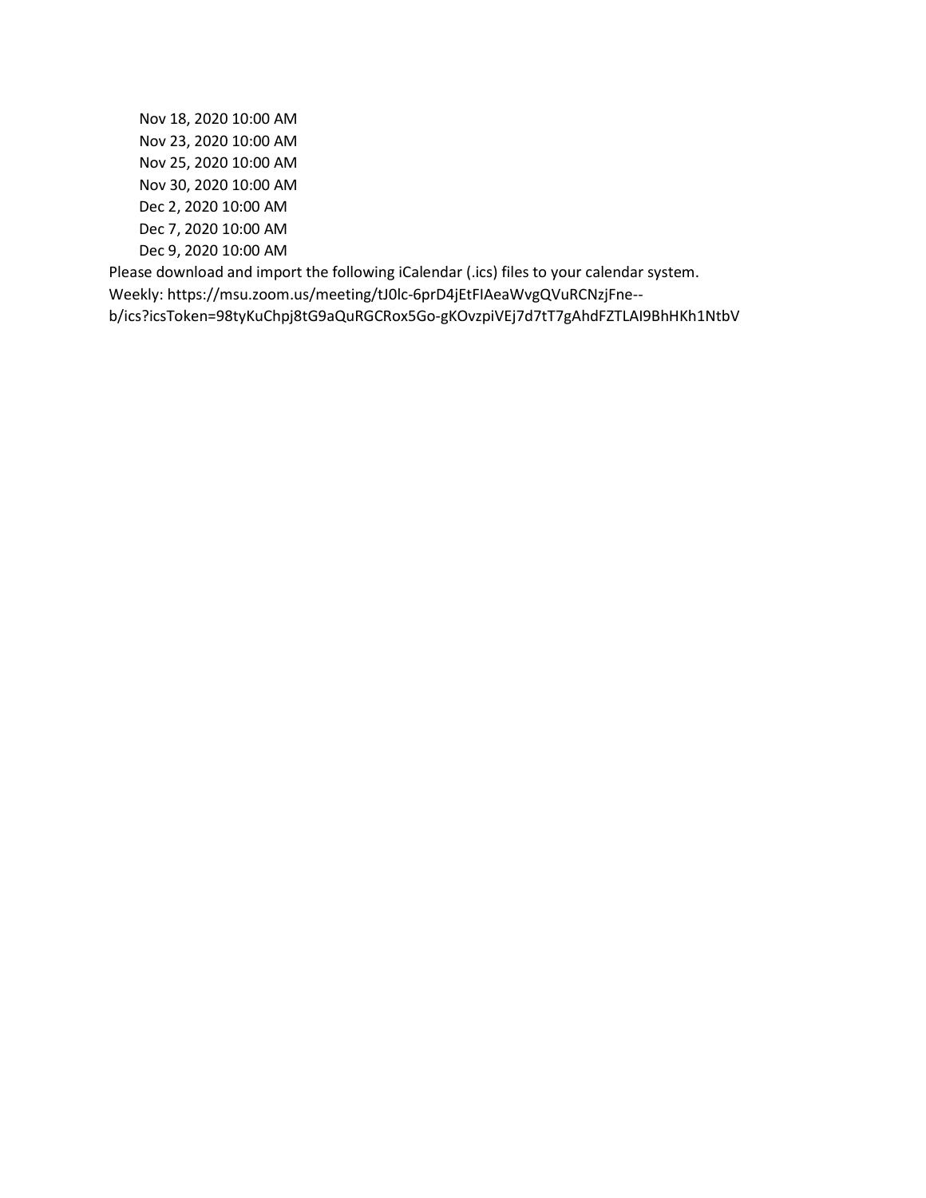Nov 18, 2020 10:00 AM  
Nov 23, 2020 10:00 AM  
Nov 25, 2020 10:00 AM  
Nov 30, 2020 10:00 AM  
Dec 2, 2020 10:00 AM  
Dec 7, 2020 10:00 AM  
Dec 9, 2020 10:00 AM

Please download and import the following iCalendar (.ics) files to your calendar system.
Weekly: https://msu.zoom.us/meeting/tJ0lc-6prD4jEtFIAeaWvgQVuRCNzjFne--b/ics?icsToken=98tyKuChpj8tG9aQuRGCRox5Go-gKOvzpiVEj7d7tT7gAhdFZTLAI9BhHKh1NtbV